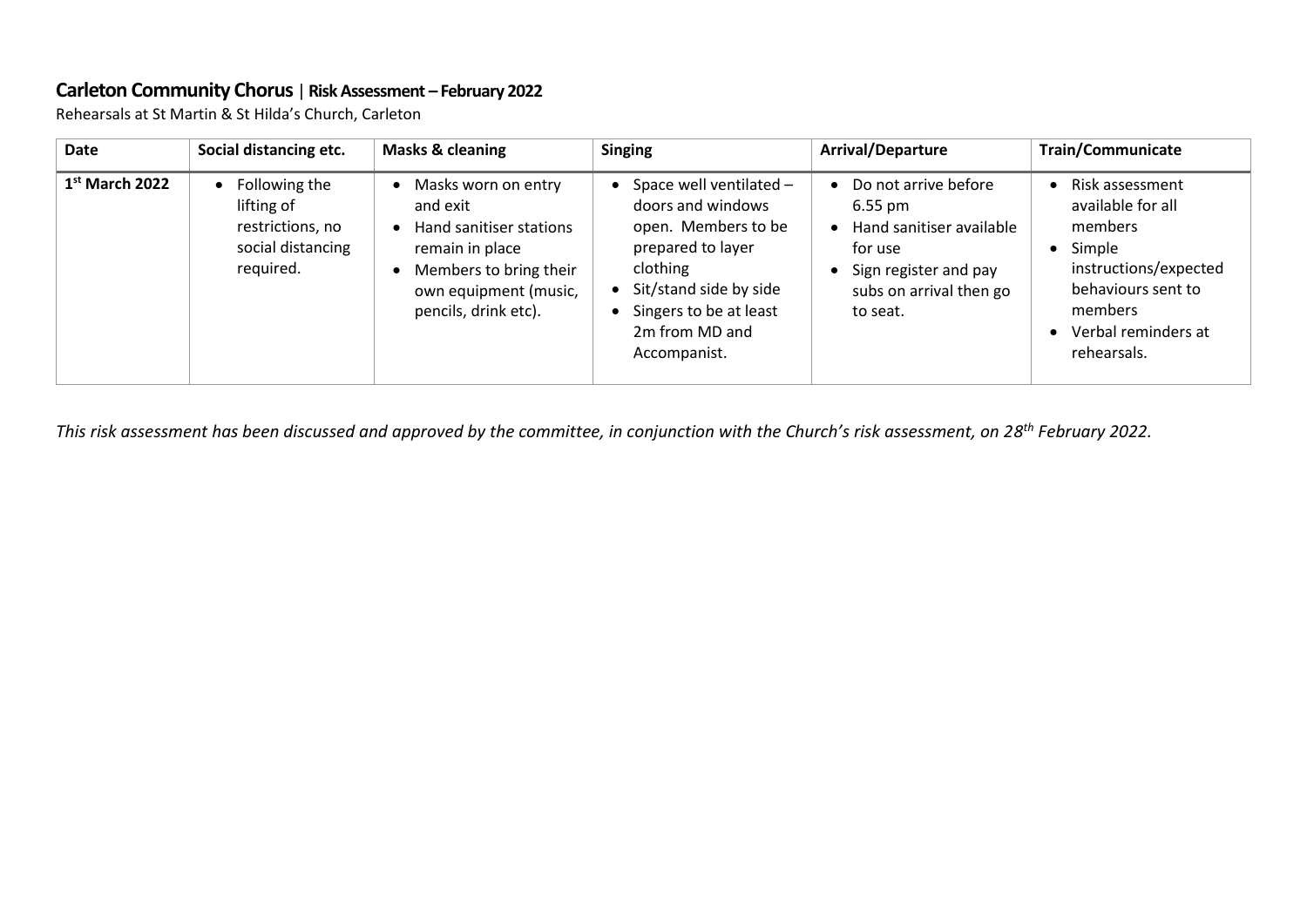## **Carleton Community Chorus** | **Risk Assessment – February 2022**

Rehearsals at St Martin & St Hilda's Church, Carleton

| Date | Social distancing etc. | Masks & cleaning | Singing | Arrival/Departure | Train/Communicate |
|---|---|---|---|---|---|
| **1st March 2022** | • Following the lifting of restrictions, no social distancing required. | • Masks worn on entry and exit<br>• Hand sanitiser stations remain in place<br>• Members to bring their own equipment (music, pencils, drink etc). | • Space well ventilated – doors and windows open. Members to be prepared to layer clothing<br>• Sit/stand side by side<br>• Singers to be at least 2m from MD and Accompanist. | • Do not arrive before 6.55 pm<br>• Hand sanitiser available for use<br>• Sign register and pay subs on arrival then go to seat. | • Risk assessment available for all members<br>• Simple instructions/expected behaviours sent to members<br>• Verbal reminders at rehearsals. |

*This risk assessment has been discussed and approved by the committee, in conjunction with the Church's risk assessment, on 28th February 2022.*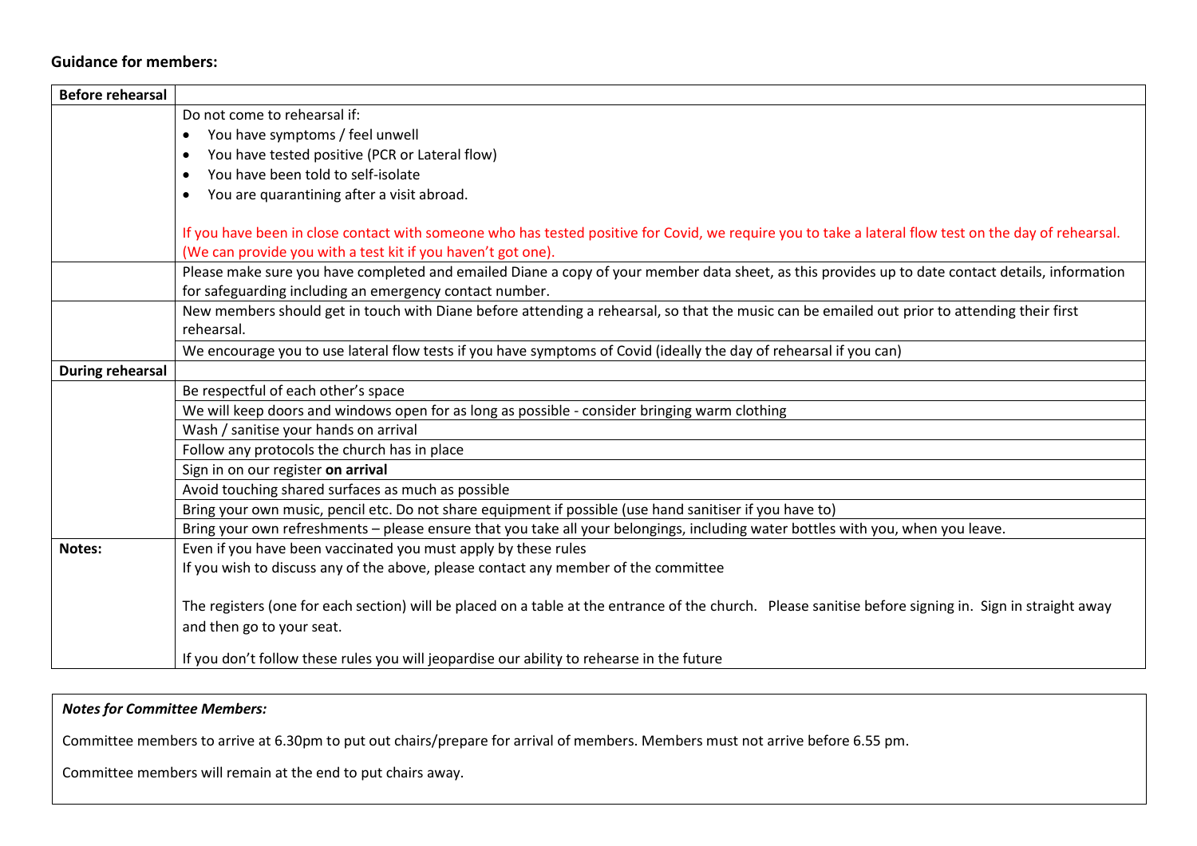**Guidance for members:**

| | |
|---|---|
| **Before rehearsal** | |
| | Do not come to rehearsal if:<br>• You have symptoms / feel unwell<br>• You have tested positive (PCR or Lateral flow)<br>• You have been told to self-isolate<br>• You are quarantining after a visit abroad.<br><br>If you have been in close contact with someone who has tested positive for Covid, we require you to take a lateral flow test on the day of rehearsal. (We can provide you with a test kit if you haven't got one). |
| | Please make sure you have completed and emailed Diane a copy of your member data sheet, as this provides up to date contact details, information for safeguarding including an emergency contact number. |
| | New members should get in touch with Diane before attending a rehearsal, so that the music can be emailed out prior to attending their first rehearsal. |
| | We encourage you to use lateral flow tests if you have symptoms of Covid (ideally the day of rehearsal if you can) |
| **During rehearsal** | |
| | Be respectful of each other's space |
| | We will keep doors and windows open for as long as possible - consider bringing warm clothing |
| | Wash / sanitise your hands on arrival |
| | Follow any protocols the church has in place |
| | Sign in on our register **on arrival** |
| | Avoid touching shared surfaces as much as possible |
| | Bring your own music, pencil etc. Do not share equipment if possible (use hand sanitiser if you have to) |
| | Bring your own refreshments – please ensure that you take all your belongings, including water bottles with you, when you leave. |
| **Notes:** | Even if you have been vaccinated you must apply by these rules<br>If you wish to discuss any of the above, please contact any member of the committee<br><br>The registers (one for each section) will be placed on a table at the entrance of the church. Please sanitise before signing in. Sign in straight away and then go to your seat.<br><br>If you don't follow these rules you will jeopardise our ability to rehearse in the future |

***Notes for Committee Members:***

Committee members to arrive at 6.30pm to put out chairs/prepare for arrival of members. Members must not arrive before 6.55 pm.

Committee members will remain at the end to put chairs away.